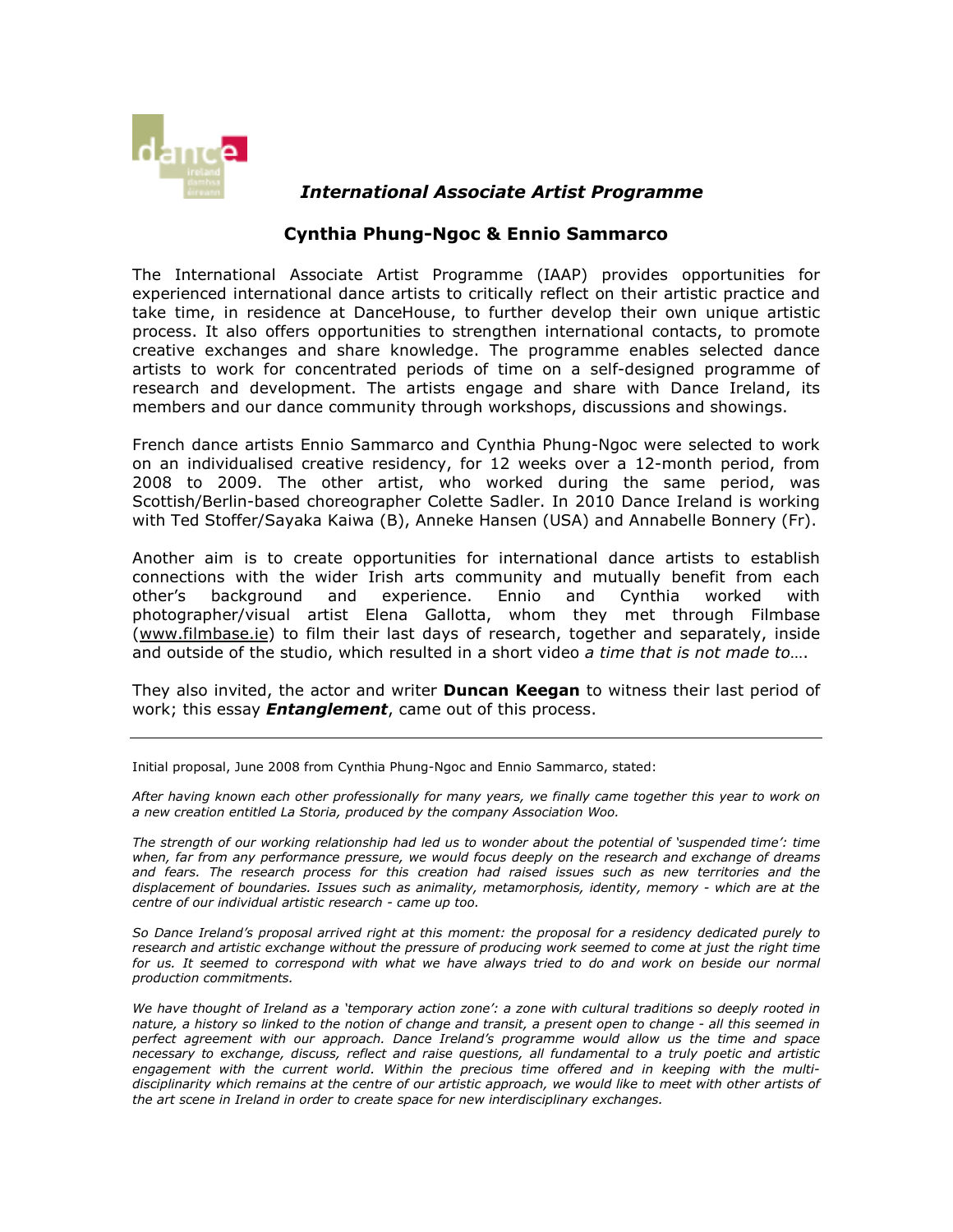## *International Associate Artist Programme*

### Cynthia Phung-Ngoc & Ennio Sammarco

The International Associate Artist Programme (IAAP) provides opportunities for experienced international dance artists to critically reflect on their artistic practice and take time, in residence at DanceHouse, to further develop their own unique artistic process. It also offers opportunities to strengthen international contacts, to promote creative exchanges and share knowledge. The programme enables selected dance artists to work for concentrated periods of time on a self-designed programme of research and development. The artists engage and share with Dance Ireland, its members and our dance community through workshops, discussions and showings.

French dance artists Ennio Sammarco and Cynthia Phung-Ngoc were selected to work on an individualised creative residency, for 12 weeks over a 12-month period, from 2008 to 2009. The other artist, who worked during the same period, was Scottish/Berlin-based choreographer Colette Sadler. In 2010 Dance Ireland is working with Ted Stoffer/Sayaka Kaiwa (B), Anneke Hansen (USA) and Annabelle Bonnery (Fr).

Another aim is to create opportunities for international dance artists to establish connections with the wider Irish arts community and mutually benefit from each other's background and experience. Ennio and Cynthia worked with photographer/visual artist Elena Gallotta, whom they met through Filmbase (www.filmbase.ie) to film their last days of research, together and separately, inside and outside of the studio, which resulted in a short video *a time that is not made to*….

They also invited, the actor and writer **Duncan Keegan** to witness their last period of work; this essay ***Entanglement***, came out of this process.

---

Initial proposal, June 2008 from Cynthia Phung-Ngoc and Ennio Sammarco, stated:

*After having known each other professionally for many years, we finally came together this year to work on a new creation entitled La Storia, produced by the company Association Woo.*

*The strength of our working relationship had led us to wonder about the potential of 'suspended time': time when, far from any performance pressure, we would focus deeply on the research and exchange of dreams and fears. The research process for this creation had raised issues such as new territories and the displacement of boundaries. Issues such as animality, metamorphosis, identity, memory - which are at the centre of our individual artistic research - came up too.*

*So Dance Ireland's proposal arrived right at this moment: the proposal for a residency dedicated purely to research and artistic exchange without the pressure of producing work seemed to come at just the right time for us. It seemed to correspond with what we have always tried to do and work on beside our normal production commitments.*

*We have thought of Ireland as a 'temporary action zone': a zone with cultural traditions so deeply rooted in nature, a history so linked to the notion of change and transit, a present open to change - all this seemed in perfect agreement with our approach. Dance Ireland's programme would allow us the time and space necessary to exchange, discuss, reflect and raise questions, all fundamental to a truly poetic and artistic engagement with the current world. Within the precious time offered and in keeping with the multi-disciplinarity which remains at the centre of our artistic approach, we would like to meet with other artists of the art scene in Ireland in order to create space for new interdisciplinary exchanges.*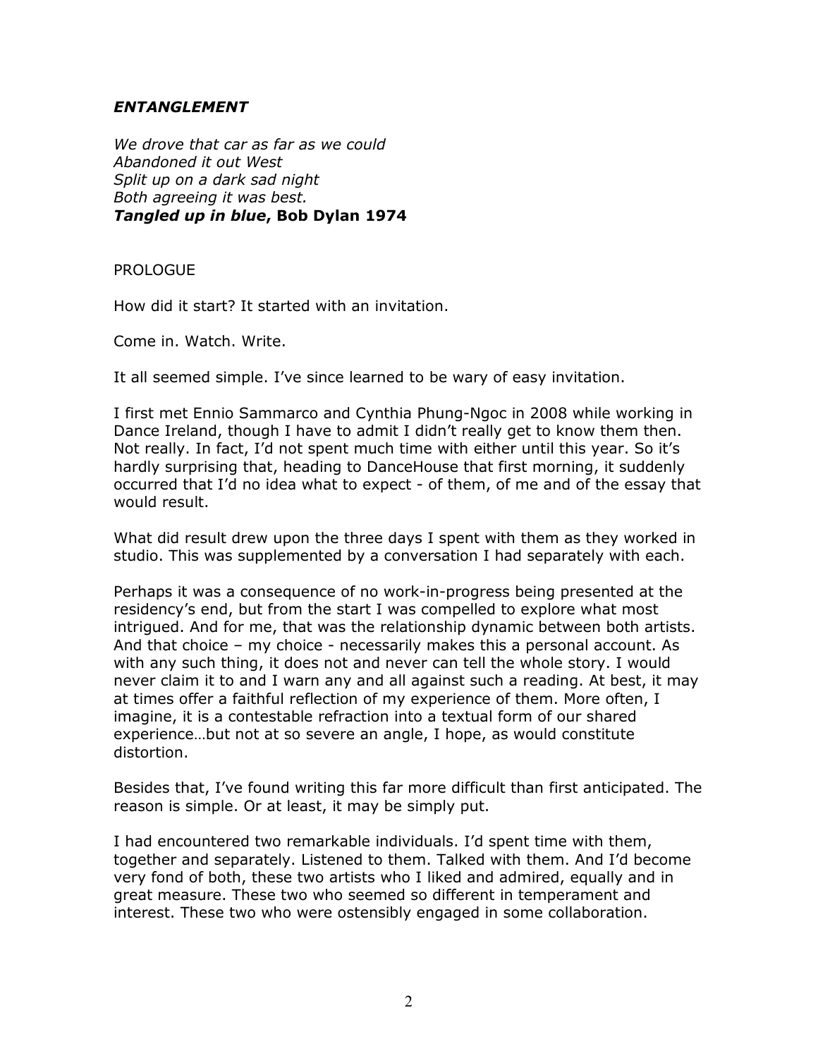# ***ENTANGLEMENT***

*We drove that car as far as we could*
*Abandoned it out West*
*Split up on a dark sad night*
*Both agreeing it was best.*
***Tangled up in blue*, Bob Dylan 1974**

PROLOGUE

How did it start? It started with an invitation.

Come in. Watch. Write.

It all seemed simple. I've since learned to be wary of easy invitation.

I first met Ennio Sammarco and Cynthia Phung-Ngoc in 2008 while working in Dance Ireland, though I have to admit I didn't really get to know them then. Not really. In fact, I'd not spent much time with either until this year. So it's hardly surprising that, heading to DanceHouse that first morning, it suddenly occurred that I'd no idea what to expect - of them, of me and of the essay that would result.

What did result drew upon the three days I spent with them as they worked in studio. This was supplemented by a conversation I had separately with each.

Perhaps it was a consequence of no work-in-progress being presented at the residency's end, but from the start I was compelled to explore what most intrigued. And for me, that was the relationship dynamic between both artists. And that choice – my choice - necessarily makes this a personal account. As with any such thing, it does not and never can tell the whole story. I would never claim it to and I warn any and all against such a reading. At best, it may at times offer a faithful reflection of my experience of them. More often, I imagine, it is a contestable refraction into a textual form of our shared experience…but not at so severe an angle, I hope, as would constitute distortion.

Besides that, I've found writing this far more difficult than first anticipated. The reason is simple. Or at least, it may be simply put.

I had encountered two remarkable individuals. I'd spent time with them, together and separately. Listened to them. Talked with them. And I'd become very fond of both, these two artists who I liked and admired, equally and in great measure. These two who seemed so different in temperament and interest. These two who were ostensibly engaged in some collaboration.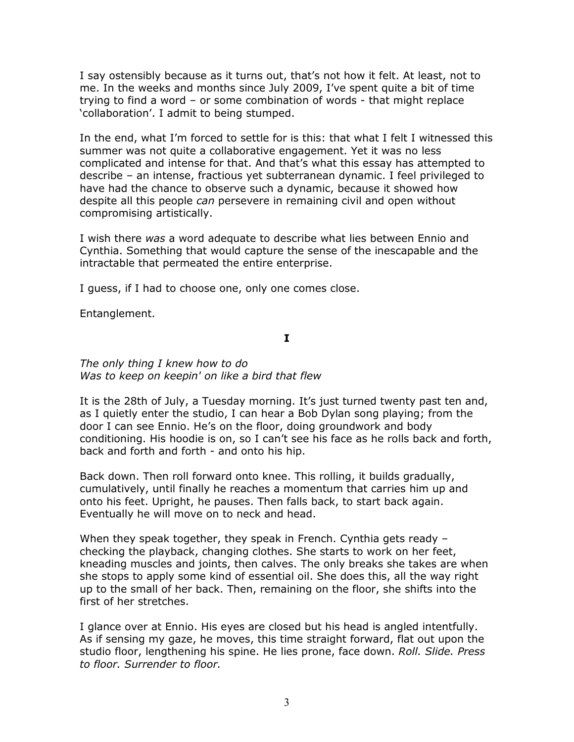I say ostensibly because as it turns out, that's not how it felt. At least, not to me. In the weeks and months since July 2009, I've spent quite a bit of time trying to find a word – or some combination of words - that might replace 'collaboration'. I admit to being stumped.

In the end, what I'm forced to settle for is this: that what I felt I witnessed this summer was not quite a collaborative engagement. Yet it was no less complicated and intense for that. And that's what this essay has attempted to describe – an intense, fractious yet subterranean dynamic. I feel privileged to have had the chance to observe such a dynamic, because it showed how despite all this people *can* persevere in remaining civil and open without compromising artistically.

I wish there *was* a word adequate to describe what lies between Ennio and Cynthia. Something that would capture the sense of the inescapable and the intractable that permeated the entire enterprise.

I guess, if I had to choose one, only one comes close.

Entanglement.

## I

*The only thing I knew how to do*
*Was to keep on keepin' on like a bird that flew*

It is the 28th of July, a Tuesday morning. It's just turned twenty past ten and, as I quietly enter the studio, I can hear a Bob Dylan song playing; from the door I can see Ennio. He's on the floor, doing groundwork and body conditioning. His hoodie is on, so I can't see his face as he rolls back and forth, back and forth and forth - and onto his hip.

Back down. Then roll forward onto knee. This rolling, it builds gradually, cumulatively, until finally he reaches a momentum that carries him up and onto his feet. Upright, he pauses. Then falls back, to start back again. Eventually he will move on to neck and head.

When they speak together, they speak in French. Cynthia gets ready – checking the playback, changing clothes. She starts to work on her feet, kneading muscles and joints, then calves. The only breaks she takes are when she stops to apply some kind of essential oil. She does this, all the way right up to the small of her back. Then, remaining on the floor, she shifts into the first of her stretches.

I glance over at Ennio. His eyes are closed but his head is angled intentfully. As if sensing my gaze, he moves, this time straight forward, flat out upon the studio floor, lengthening his spine. He lies prone, face down. *Roll. Slide. Press to floor. Surrender to floor.*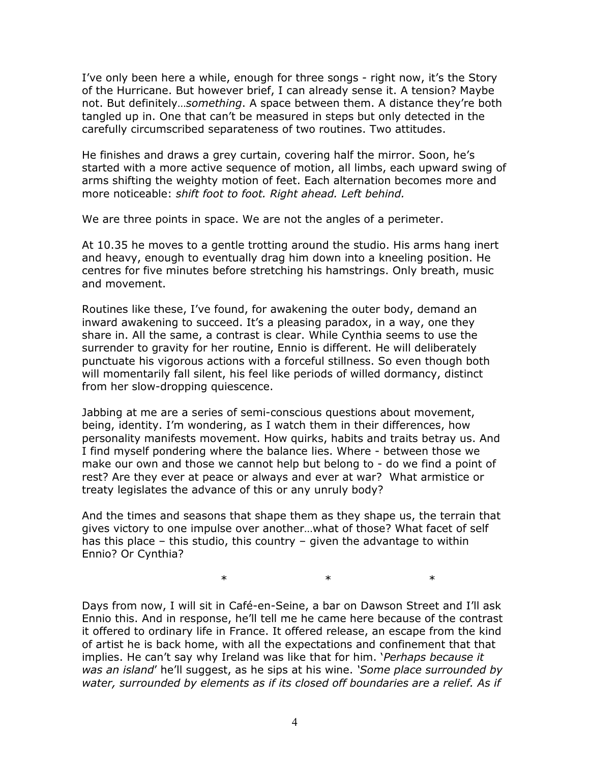I've only been here a while, enough for three songs - right now, it's the Story of the Hurricane. But however brief, I can already sense it. A tension? Maybe not. But definitely…*something*. A space between them. A distance they're both tangled up in. One that can't be measured in steps but only detected in the carefully circumscribed separateness of two routines. Two attitudes.

He finishes and draws a grey curtain, covering half the mirror. Soon, he's started with a more active sequence of motion, all limbs, each upward swing of arms shifting the weighty motion of feet. Each alternation becomes more and more noticeable: *shift foot to foot. Right ahead. Left behind.*

We are three points in space. We are not the angles of a perimeter.

At 10.35 he moves to a gentle trotting around the studio. His arms hang inert and heavy, enough to eventually drag him down into a kneeling position. He centres for five minutes before stretching his hamstrings. Only breath, music and movement.

Routines like these, I've found, for awakening the outer body, demand an inward awakening to succeed. It's a pleasing paradox, in a way, one they share in. All the same, a contrast is clear. While Cynthia seems to use the surrender to gravity for her routine, Ennio is different. He will deliberately punctuate his vigorous actions with a forceful stillness. So even though both will momentarily fall silent, his feel like periods of willed dormancy, distinct from her slow-dropping quiescence.

Jabbing at me are a series of semi-conscious questions about movement, being, identity. I'm wondering, as I watch them in their differences, how personality manifests movement. How quirks, habits and traits betray us. And I find myself pondering where the balance lies. Where - between those we make our own and those we cannot help but belong to - do we find a point of rest? Are they ever at peace or always and ever at war? What armistice or treaty legislates the advance of this or any unruly body?

And the times and seasons that shape them as they shape us, the terrain that gives victory to one impulse over another…what of those? What facet of self has this place – this studio, this country – given the advantage to within Ennio? Or Cynthia?

\* \* \*

Days from now, I will sit in Café-en-Seine, a bar on Dawson Street and I'll ask Ennio this. And in response, he'll tell me he came here because of the contrast it offered to ordinary life in France. It offered release, an escape from the kind of artist he is back home, with all the expectations and confinement that that implies. He can't say why Ireland was like that for him. '*Perhaps because it was an island*' he'll suggest, as he sips at his wine. *'Some place surrounded by water, surrounded by elements as if its closed off boundaries are a relief. As if*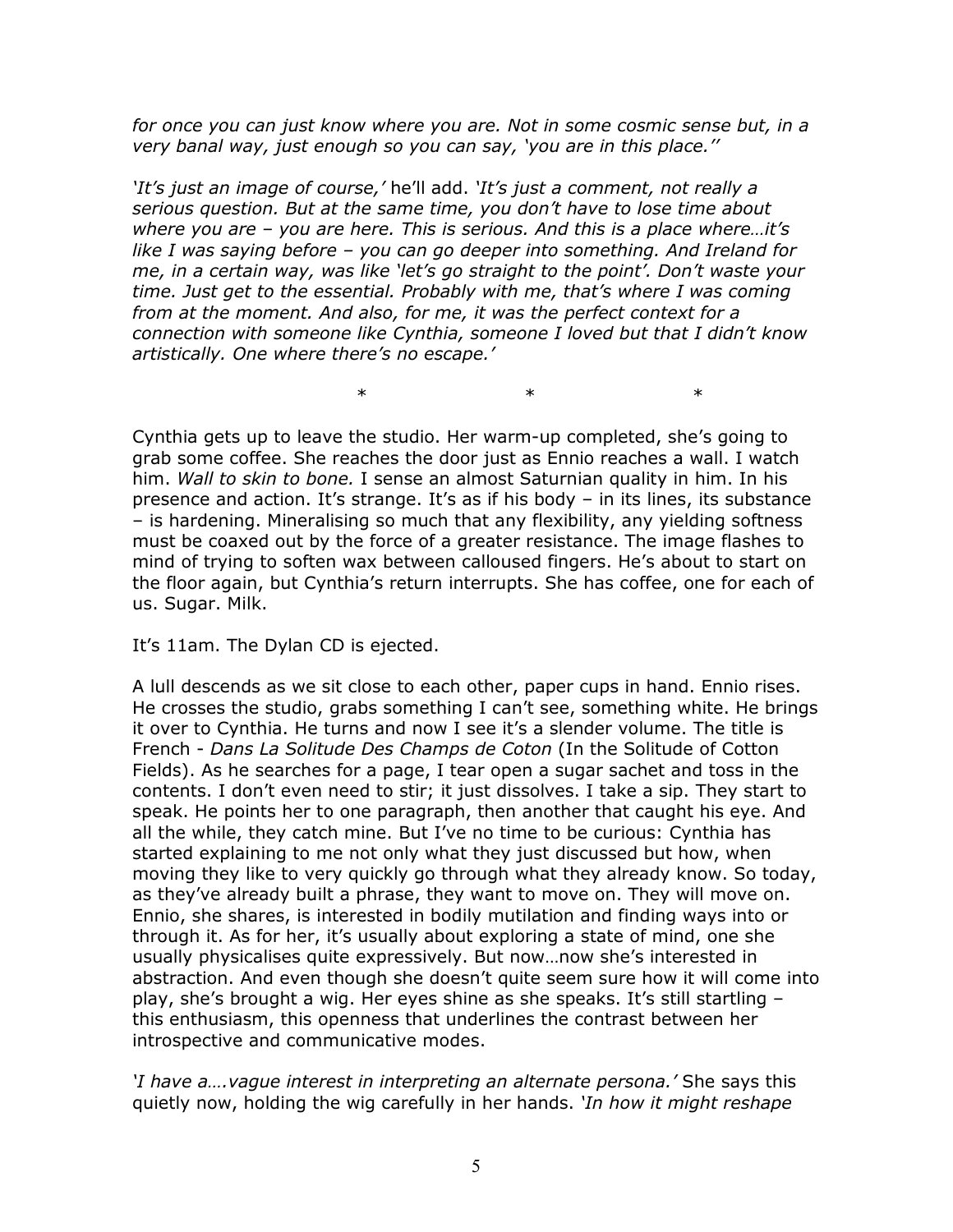*for once you can just know where you are. Not in some cosmic sense but, in a very banal way, just enough so you can say, 'you are in this place.''*

*'It's just an image of course,'* he'll add. *'It's just a comment, not really a serious question. But at the same time, you don't have to lose time about where you are – you are here. This is serious. And this is a place where…it's like I was saying before – you can go deeper into something. And Ireland for me, in a certain way, was like 'let's go straight to the point'. Don't waste your time. Just get to the essential. Probably with me, that's where I was coming from at the moment. And also, for me, it was the perfect context for a connection with someone like Cynthia, someone I loved but that I didn't know artistically. One where there's no escape.'*

\*                    \*                    \*

Cynthia gets up to leave the studio. Her warm-up completed, she's going to grab some coffee. She reaches the door just as Ennio reaches a wall. I watch him. *Wall to skin to bone.* I sense an almost Saturnian quality in him. In his presence and action. It's strange. It's as if his body – in its lines, its substance – is hardening. Mineralising so much that any flexibility, any yielding softness must be coaxed out by the force of a greater resistance. The image flashes to mind of trying to soften wax between calloused fingers. He's about to start on the floor again, but Cynthia's return interrupts. She has coffee, one for each of us. Sugar. Milk.

It's 11am. The Dylan CD is ejected.

A lull descends as we sit close to each other, paper cups in hand. Ennio rises. He crosses the studio, grabs something I can't see, something white. He brings it over to Cynthia. He turns and now I see it's a slender volume. The title is French - *Dans La Solitude Des Champs de Coton* (In the Solitude of Cotton Fields). As he searches for a page, I tear open a sugar sachet and toss in the contents. I don't even need to stir; it just dissolves. I take a sip. They start to speak. He points her to one paragraph, then another that caught his eye. And all the while, they catch mine. But I've no time to be curious: Cynthia has started explaining to me not only what they just discussed but how, when moving they like to very quickly go through what they already know. So today, as they've already built a phrase, they want to move on. They will move on. Ennio, she shares, is interested in bodily mutilation and finding ways into or through it. As for her, it's usually about exploring a state of mind, one she usually physicalises quite expressively. But now…now she's interested in abstraction. And even though she doesn't quite seem sure how it will come into play, she's brought a wig. Her eyes shine as she speaks. It's still startling – this enthusiasm, this openness that underlines the contrast between her introspective and communicative modes.

*'I have a….vague interest in interpreting an alternate persona.'* She says this quietly now, holding the wig carefully in her hands. *'In how it might reshape*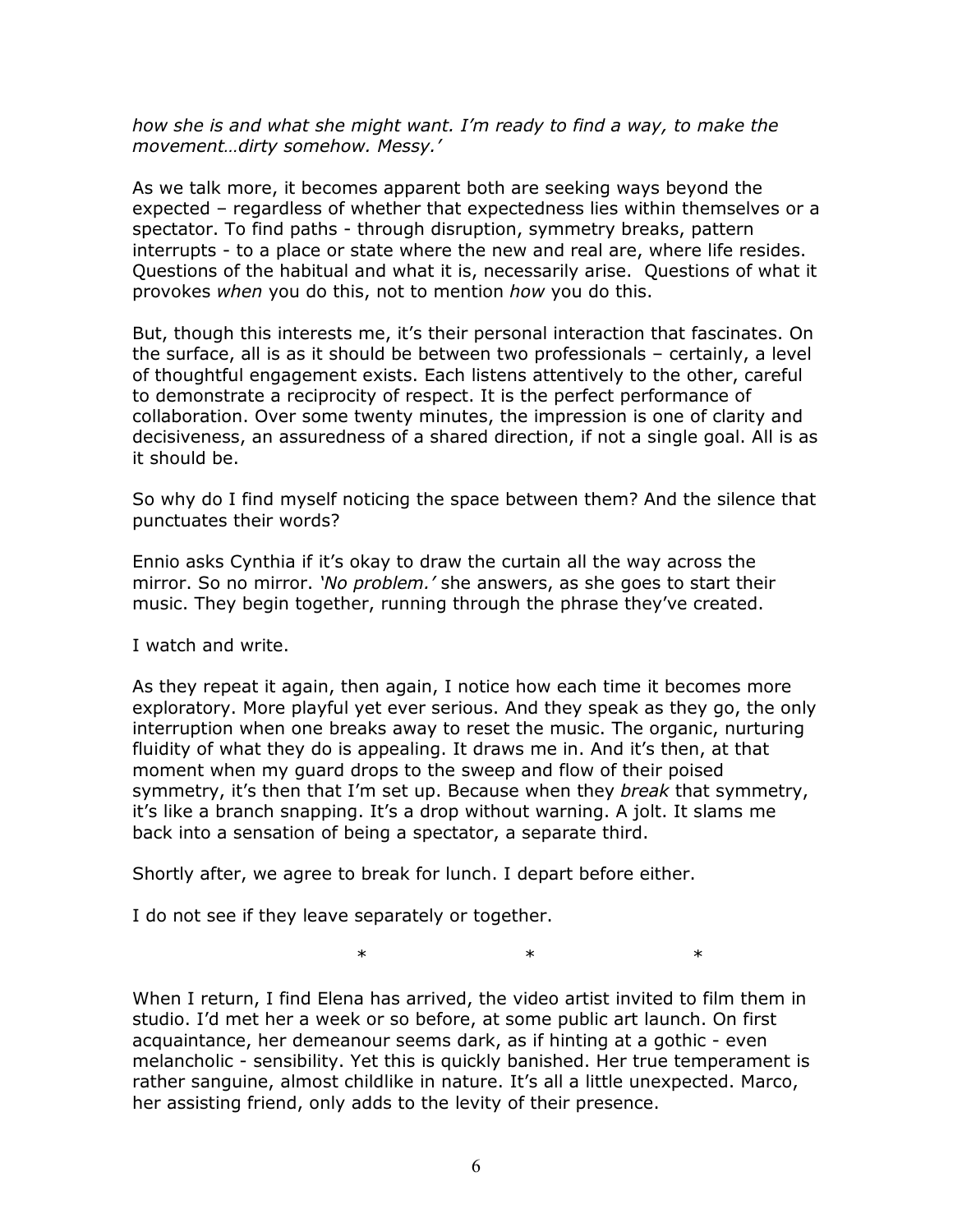*how she is and what she might want. I'm ready to find a way, to make the movement…dirty somehow. Messy.'*

As we talk more, it becomes apparent both are seeking ways beyond the expected – regardless of whether that expectedness lies within themselves or a spectator. To find paths - through disruption, symmetry breaks, pattern interrupts - to a place or state where the new and real are, where life resides. Questions of the habitual and what it is, necessarily arise. Questions of what it provokes *when* you do this, not to mention *how* you do this.

But, though this interests me, it's their personal interaction that fascinates. On the surface, all is as it should be between two professionals – certainly, a level of thoughtful engagement exists. Each listens attentively to the other, careful to demonstrate a reciprocity of respect. It is the perfect performance of collaboration. Over some twenty minutes, the impression is one of clarity and decisiveness, an assuredness of a shared direction, if not a single goal. All is as it should be.

So why do I find myself noticing the space between them? And the silence that punctuates their words?

Ennio asks Cynthia if it's okay to draw the curtain all the way across the mirror. So no mirror. *'No problem.'* she answers, as she goes to start their music. They begin together, running through the phrase they've created.

I watch and write.

As they repeat it again, then again, I notice how each time it becomes more exploratory. More playful yet ever serious. And they speak as they go, the only interruption when one breaks away to reset the music. The organic, nurturing fluidity of what they do is appealing. It draws me in. And it's then, at that moment when my guard drops to the sweep and flow of their poised symmetry, it's then that I'm set up. Because when they *break* that symmetry, it's like a branch snapping. It's a drop without warning. A jolt. It slams me back into a sensation of being a spectator, a separate third.

Shortly after, we agree to break for lunch. I depart before either.

I do not see if they leave separately or together.

\* \* \*

When I return, I find Elena has arrived, the video artist invited to film them in studio. I'd met her a week or so before, at some public art launch. On first acquaintance, her demeanour seems dark, as if hinting at a gothic - even melancholic - sensibility. Yet this is quickly banished. Her true temperament is rather sanguine, almost childlike in nature. It's all a little unexpected. Marco, her assisting friend, only adds to the levity of their presence.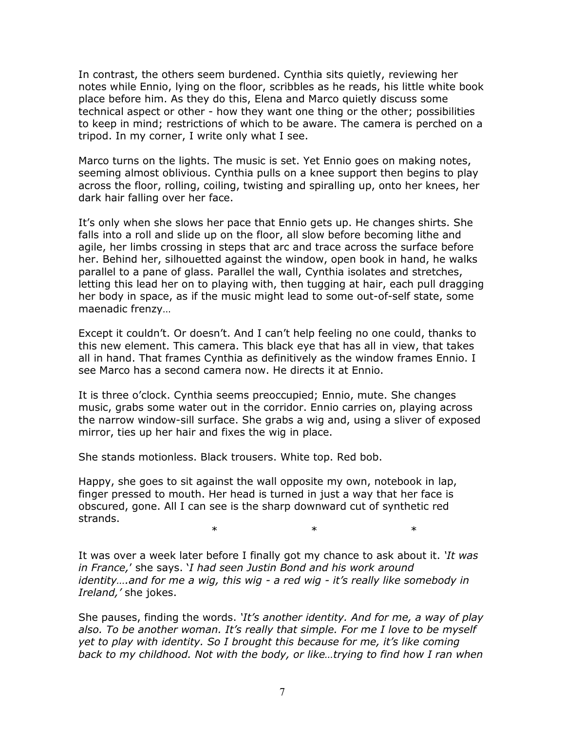In contrast, the others seem burdened. Cynthia sits quietly, reviewing her notes while Ennio, lying on the floor, scribbles as he reads, his little white book place before him. As they do this, Elena and Marco quietly discuss some technical aspect or other - how they want one thing or the other; possibilities to keep in mind; restrictions of which to be aware. The camera is perched on a tripod. In my corner, I write only what I see.

Marco turns on the lights. The music is set. Yet Ennio goes on making notes, seeming almost oblivious. Cynthia pulls on a knee support then begins to play across the floor, rolling, coiling, twisting and spiralling up, onto her knees, her dark hair falling over her face.

It's only when she slows her pace that Ennio gets up. He changes shirts. She falls into a roll and slide up on the floor, all slow before becoming lithe and agile, her limbs crossing in steps that arc and trace across the surface before her. Behind her, silhouetted against the window, open book in hand, he walks parallel to a pane of glass. Parallel the wall, Cynthia isolates and stretches, letting this lead her on to playing with, then tugging at hair, each pull dragging her body in space, as if the music might lead to some out-of-self state, some maenadic frenzy…

Except it couldn't. Or doesn't. And I can't help feeling no one could, thanks to this new element. This camera. This black eye that has all in view, that takes all in hand. That frames Cynthia as definitively as the window frames Ennio. I see Marco has a second camera now. He directs it at Ennio.

It is three o'clock. Cynthia seems preoccupied; Ennio, mute. She changes music, grabs some water out in the corridor. Ennio carries on, playing across the narrow window-sill surface. She grabs a wig and, using a sliver of exposed mirror, ties up her hair and fixes the wig in place.

She stands motionless. Black trousers. White top. Red bob.

Happy, she goes to sit against the wall opposite my own, notebook in lap, finger pressed to mouth. Her head is turned in just a way that her face is obscured, gone. All I can see is the sharp downward cut of synthetic red strands.

\* \* \*

It was over a week later before I finally got my chance to ask about it. '*It was in France,*' she says. '*I had seen Justin Bond and his work around identity….and for me a wig, this wig - a red wig - it's really like somebody in Ireland,'* she jokes.

She pauses, finding the words. '*It's another identity. And for me, a way of play also. To be another woman. It's really that simple. For me I love to be myself yet to play with identity. So I brought this because for me, it's like coming back to my childhood. Not with the body, or like…trying to find how I ran when*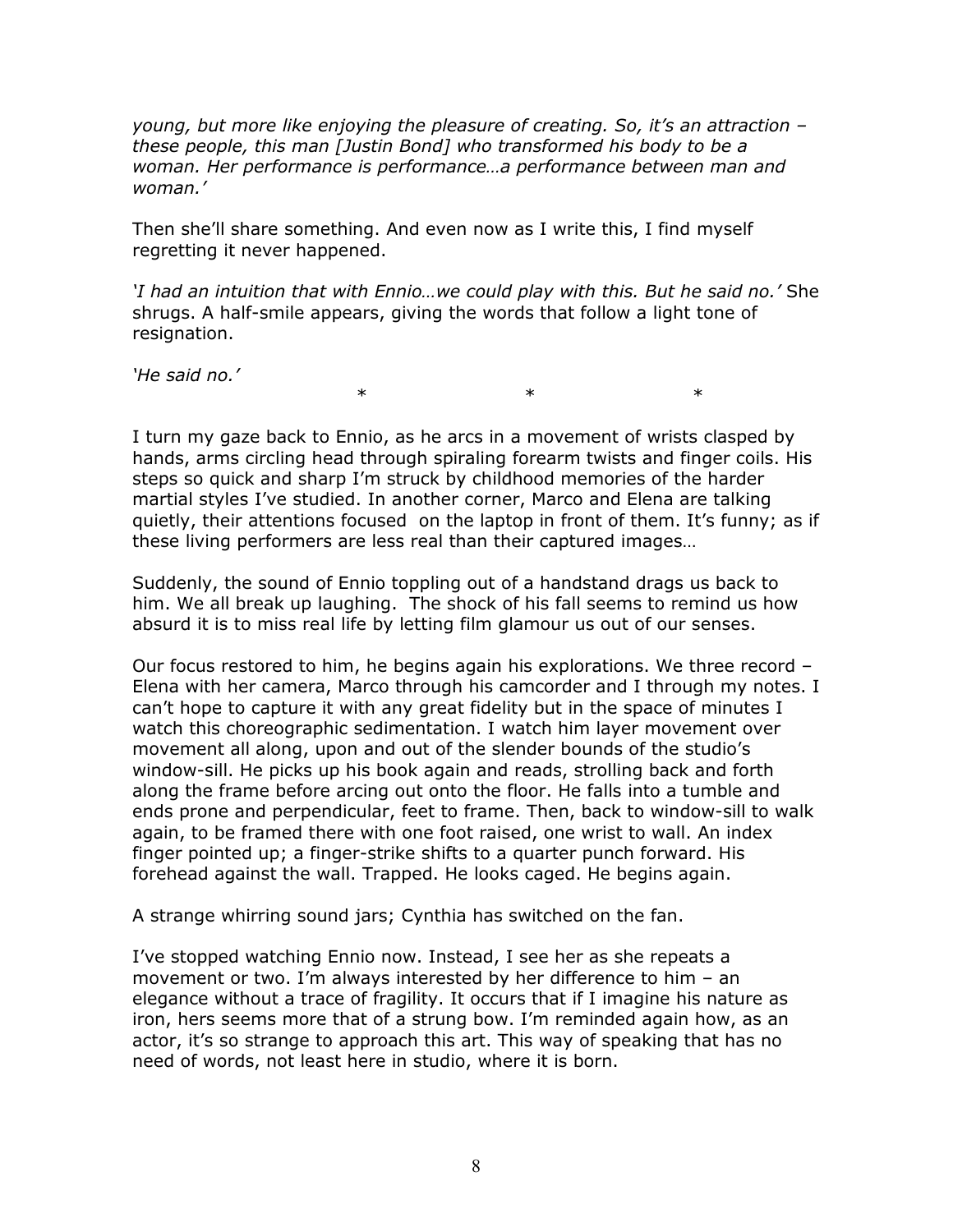*young, but more like enjoying the pleasure of creating. So, it's an attraction – these people, this man [Justin Bond] who transformed his body to be a woman. Her performance is performance…a performance between man and woman.'*

Then she'll share something. And even now as I write this, I find myself regretting it never happened.

*'I had an intuition that with Ennio…we could play with this. But he said no.'* She shrugs. A half-smile appears, giving the words that follow a light tone of resignation.

*'He said no.'*

\* \* \*

I turn my gaze back to Ennio, as he arcs in a movement of wrists clasped by hands, arms circling head through spiraling forearm twists and finger coils. His steps so quick and sharp I'm struck by childhood memories of the harder martial styles I've studied. In another corner, Marco and Elena are talking quietly, their attentions focused on the laptop in front of them. It's funny; as if these living performers are less real than their captured images…

Suddenly, the sound of Ennio toppling out of a handstand drags us back to him. We all break up laughing. The shock of his fall seems to remind us how absurd it is to miss real life by letting film glamour us out of our senses.

Our focus restored to him, he begins again his explorations. We three record – Elena with her camera, Marco through his camcorder and I through my notes. I can't hope to capture it with any great fidelity but in the space of minutes I watch this choreographic sedimentation. I watch him layer movement over movement all along, upon and out of the slender bounds of the studio's window-sill. He picks up his book again and reads, strolling back and forth along the frame before arcing out onto the floor. He falls into a tumble and ends prone and perpendicular, feet to frame. Then, back to window-sill to walk again, to be framed there with one foot raised, one wrist to wall. An index finger pointed up; a finger-strike shifts to a quarter punch forward. His forehead against the wall. Trapped. He looks caged. He begins again.

A strange whirring sound jars; Cynthia has switched on the fan.

I've stopped watching Ennio now. Instead, I see her as she repeats a movement or two. I'm always interested by her difference to him – an elegance without a trace of fragility. It occurs that if I imagine his nature as iron, hers seems more that of a strung bow. I'm reminded again how, as an actor, it's so strange to approach this art. This way of speaking that has no need of words, not least here in studio, where it is born.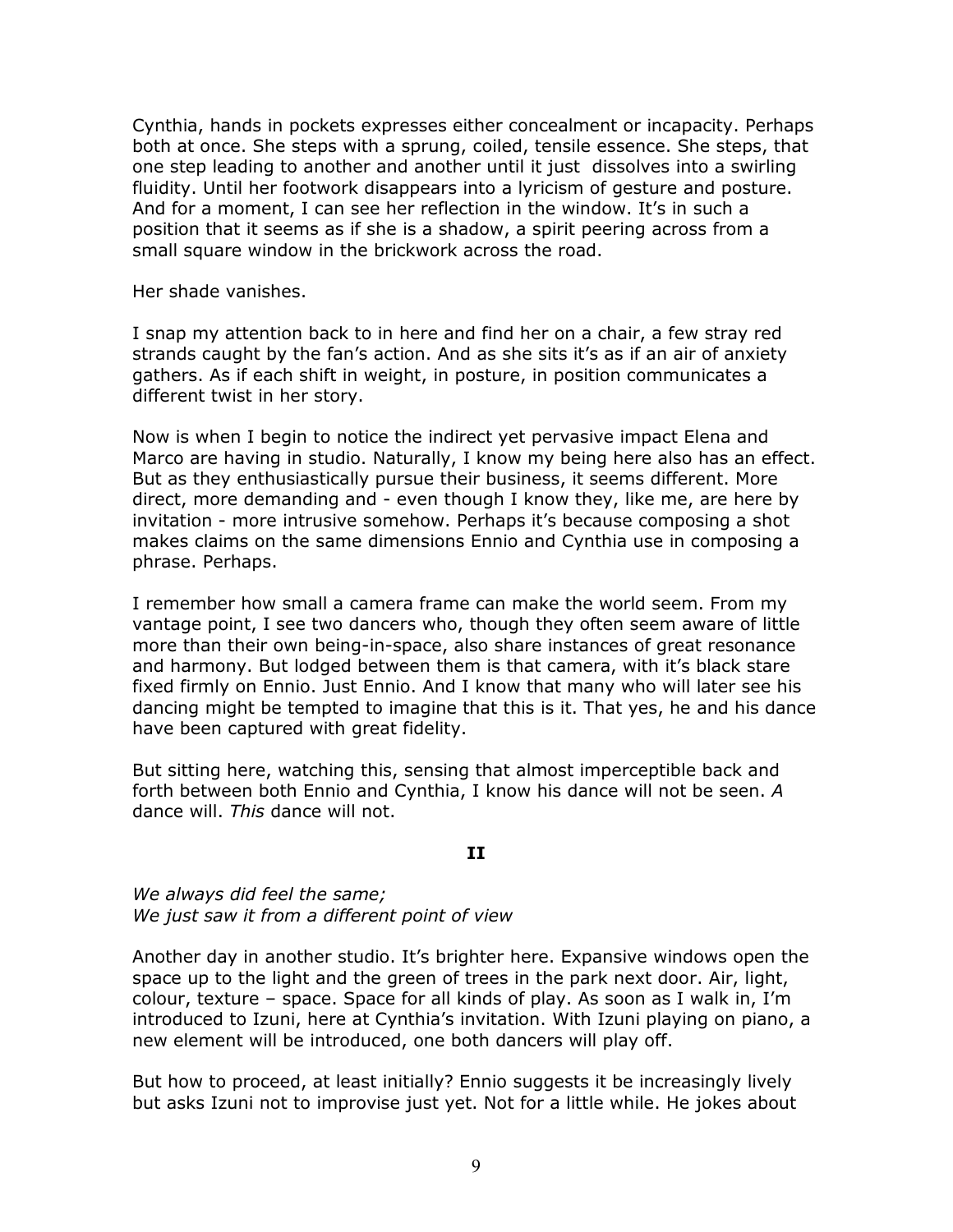Cynthia, hands in pockets expresses either concealment or incapacity. Perhaps both at once. She steps with a sprung, coiled, tensile essence. She steps, that one step leading to another and another until it just dissolves into a swirling fluidity. Until her footwork disappears into a lyricism of gesture and posture. And for a moment, I can see her reflection in the window. It's in such a position that it seems as if she is a shadow, a spirit peering across from a small square window in the brickwork across the road.

Her shade vanishes.

I snap my attention back to in here and find her on a chair, a few stray red strands caught by the fan's action. And as she sits it's as if an air of anxiety gathers. As if each shift in weight, in posture, in position communicates a different twist in her story.

Now is when I begin to notice the indirect yet pervasive impact Elena and Marco are having in studio. Naturally, I know my being here also has an effect. But as they enthusiastically pursue their business, it seems different. More direct, more demanding and - even though I know they, like me, are here by invitation - more intrusive somehow. Perhaps it's because composing a shot makes claims on the same dimensions Ennio and Cynthia use in composing a phrase. Perhaps.

I remember how small a camera frame can make the world seem. From my vantage point, I see two dancers who, though they often seem aware of little more than their own being-in-space, also share instances of great resonance and harmony. But lodged between them is that camera, with it's black stare fixed firmly on Ennio. Just Ennio. And I know that many who will later see his dancing might be tempted to imagine that this is it. That yes, he and his dance have been captured with great fidelity.

But sitting here, watching this, sensing that almost imperceptible back and forth between both Ennio and Cynthia, I know his dance will not be seen. *A* dance will. *This* dance will not.

## II

*We always did feel the same;*
*We just saw it from a different point of view*

Another day in another studio. It's brighter here. Expansive windows open the space up to the light and the green of trees in the park next door. Air, light, colour, texture – space. Space for all kinds of play. As soon as I walk in, I'm introduced to Izuni, here at Cynthia's invitation. With Izuni playing on piano, a new element will be introduced, one both dancers will play off.

But how to proceed, at least initially? Ennio suggests it be increasingly lively but asks Izuni not to improvise just yet. Not for a little while. He jokes about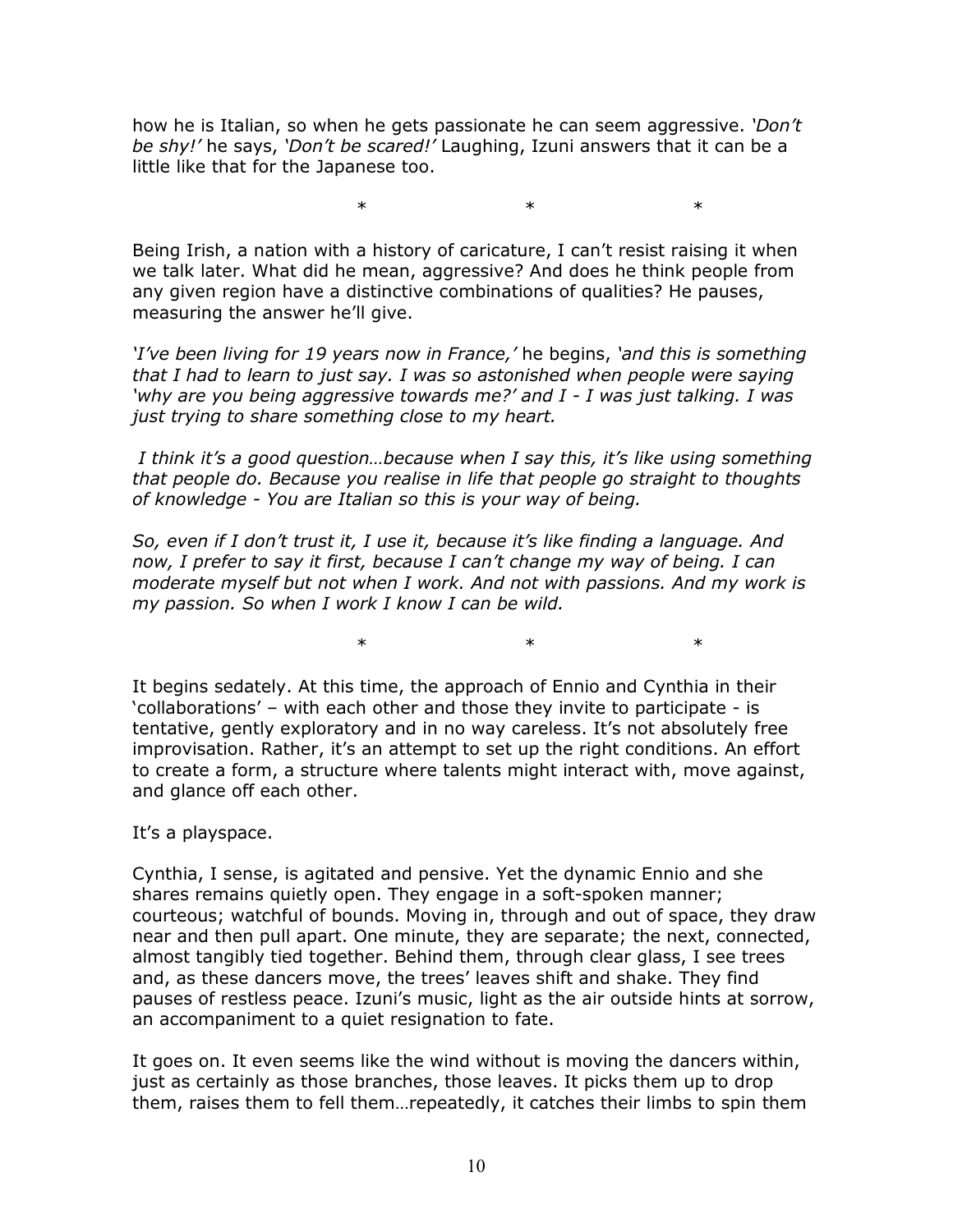how he is Italian, so when he gets passionate he can seem aggressive. *'Don't be shy!'* he says, *'Don't be scared!'* Laughing, Izuni answers that it can be a little like that for the Japanese too.

\*   \*   \*

Being Irish, a nation with a history of caricature, I can't resist raising it when we talk later. What did he mean, aggressive? And does he think people from any given region have a distinctive combinations of qualities? He pauses, measuring the answer he'll give.

*'I've been living for 19 years now in France,'* he begins, *'and this is something that I had to learn to just say. I was so astonished when people were saying 'why are you being aggressive towards me?' and I - I was just talking. I was just trying to share something close to my heart.*

*I think it's a good question…because when I say this, it's like using something that people do. Because you realise in life that people go straight to thoughts of knowledge - You are Italian so this is your way of being.*

*So, even if I don't trust it, I use it, because it's like finding a language. And now, I prefer to say it first, because I can't change my way of being. I can moderate myself but not when I work. And not with passions. And my work is my passion. So when I work I know I can be wild.*

\*   \*   \*

It begins sedately. At this time, the approach of Ennio and Cynthia in their 'collaborations' – with each other and those they invite to participate - is tentative, gently exploratory and in no way careless. It's not absolutely free improvisation. Rather, it's an attempt to set up the right conditions. An effort to create a form, a structure where talents might interact with, move against, and glance off each other.

It's a playspace.

Cynthia, I sense, is agitated and pensive. Yet the dynamic Ennio and she shares remains quietly open. They engage in a soft-spoken manner; courteous; watchful of bounds. Moving in, through and out of space, they draw near and then pull apart. One minute, they are separate; the next, connected, almost tangibly tied together. Behind them, through clear glass, I see trees and, as these dancers move, the trees' leaves shift and shake. They find pauses of restless peace. Izuni's music, light as the air outside hints at sorrow, an accompaniment to a quiet resignation to fate.

It goes on. It even seems like the wind without is moving the dancers within, just as certainly as those branches, those leaves. It picks them up to drop them, raises them to fell them…repeatedly, it catches their limbs to spin them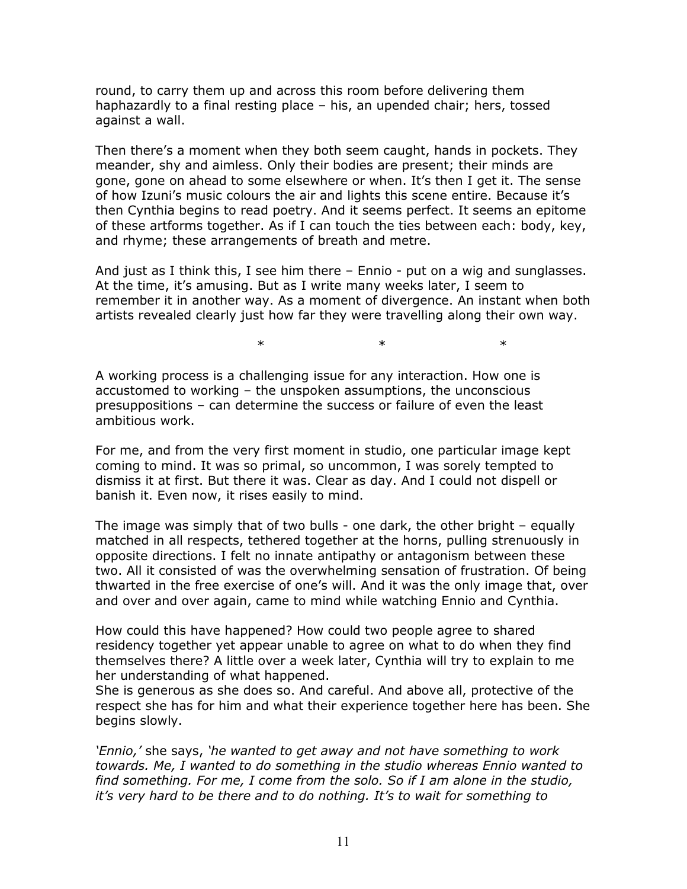round, to carry them up and across this room before delivering them haphazardly to a final resting place – his, an upended chair; hers, tossed against a wall.

Then there's a moment when they both seem caught, hands in pockets. They meander, shy and aimless. Only their bodies are present; their minds are gone, gone on ahead to some elsewhere or when. It's then I get it. The sense of how Izuni's music colours the air and lights this scene entire. Because it's then Cynthia begins to read poetry. And it seems perfect. It seems an epitome of these artforms together. As if I can touch the ties between each: body, key, and rhyme; these arrangements of breath and metre.

And just as I think this, I see him there – Ennio - put on a wig and sunglasses. At the time, it's amusing. But as I write many weeks later, I seem to remember it in another way. As a moment of divergence. An instant when both artists revealed clearly just how far they were travelling along their own way.

\*                    \*                    \*

A working process is a challenging issue for any interaction. How one is accustomed to working – the unspoken assumptions, the unconscious presuppositions – can determine the success or failure of even the least ambitious work.

For me, and from the very first moment in studio, one particular image kept coming to mind. It was so primal, so uncommon, I was sorely tempted to dismiss it at first. But there it was. Clear as day. And I could not dispell or banish it. Even now, it rises easily to mind.

The image was simply that of two bulls - one dark, the other bright – equally matched in all respects, tethered together at the horns, pulling strenuously in opposite directions. I felt no innate antipathy or antagonism between these two. All it consisted of was the overwhelming sensation of frustration. Of being thwarted in the free exercise of one's will. And it was the only image that, over and over and over again, came to mind while watching Ennio and Cynthia.

How could this have happened? How could two people agree to shared residency together yet appear unable to agree on what to do when they find themselves there? A little over a week later, Cynthia will try to explain to me her understanding of what happened.
She is generous as she does so. And careful. And above all, protective of the respect she has for him and what their experience together here has been. She begins slowly.

*'Ennio,'* she says, *'he wanted to get away and not have something to work towards. Me, I wanted to do something in the studio whereas Ennio wanted to find something. For me, I come from the solo. So if I am alone in the studio, it's very hard to be there and to do nothing. It's to wait for something to*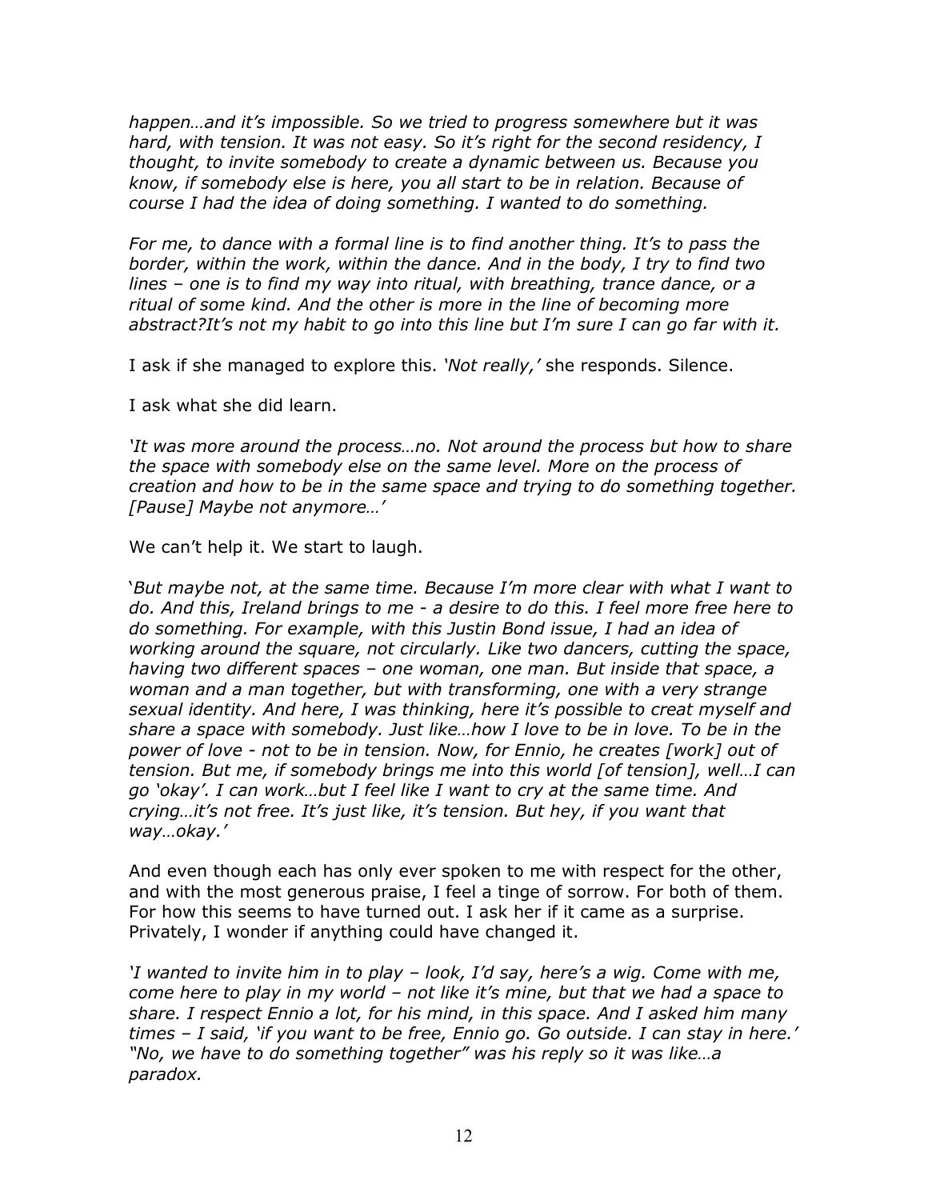*happen…and it's impossible. So we tried to progress somewhere but it was hard, with tension. It was not easy. So it's right for the second residency, I thought, to invite somebody to create a dynamic between us. Because you know, if somebody else is here, you all start to be in relation. Because of course I had the idea of doing something. I wanted to do something.*

*For me, to dance with a formal line is to find another thing. It's to pass the border, within the work, within the dance. And in the body, I try to find two lines – one is to find my way into ritual, with breathing, trance dance, or a ritual of some kind. And the other is more in the line of becoming more abstract?It's not my habit to go into this line but I'm sure I can go far with it.*

I ask if she managed to explore this. *'Not really,'* she responds. Silence.

I ask what she did learn.

*'It was more around the process…no. Not around the process but how to share the space with somebody else on the same level. More on the process of creation and how to be in the same space and trying to do something together. [Pause] Maybe not anymore…'*

We can't help it. We start to laugh.

'*But maybe not, at the same time. Because I'm more clear with what I want to do. And this, Ireland brings to me - a desire to do this. I feel more free here to do something. For example, with this Justin Bond issue, I had an idea of working around the square, not circularly. Like two dancers, cutting the space, having two different spaces – one woman, one man. But inside that space, a woman and a man together, but with transforming, one with a very strange sexual identity. And here, I was thinking, here it's possible to creat myself and share a space with somebody. Just like…how I love to be in love. To be in the power of love - not to be in tension. Now, for Ennio, he creates [work] out of tension. But me, if somebody brings me into this world [of tension], well…I can go 'okay'. I can work…but I feel like I want to cry at the same time. And crying…it's not free. It's just like, it's tension. But hey, if you want that way…okay.'*

And even though each has only ever spoken to me with respect for the other, and with the most generous praise, I feel a tinge of sorrow. For both of them. For how this seems to have turned out. I ask her if it came as a surprise. Privately, I wonder if anything could have changed it.

*'I wanted to invite him in to play – look, I'd say, here's a wig. Come with me, come here to play in my world – not like it's mine, but that we had a space to share. I respect Ennio a lot, for his mind, in this space. And I asked him many times – I said, 'if you want to be free, Ennio go. Go outside. I can stay in here.' "No, we have to do something together" was his reply so it was like…a paradox.*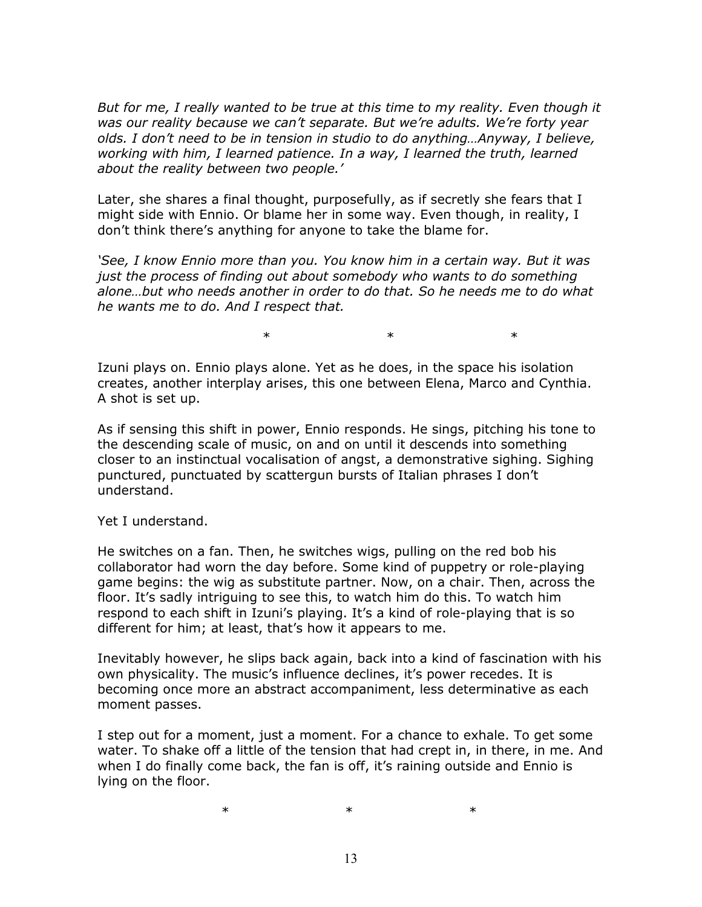*But for me, I really wanted to be true at this time to my reality. Even though it was our reality because we can't separate. But we're adults. We're forty year olds. I don't need to be in tension in studio to do anything…Anyway, I believe, working with him, I learned patience. In a way, I learned the truth, learned about the reality between two people.'*

Later, she shares a final thought, purposefully, as if secretly she fears that I might side with Ennio. Or blame her in some way. Even though, in reality, I don't think there's anything for anyone to take the blame for.

*'See, I know Ennio more than you. You know him in a certain way. But it was just the process of finding out about somebody who wants to do something alone…but who needs another in order to do that. So he needs me to do what he wants me to do. And I respect that.*

\* \* \*

Izuni plays on. Ennio plays alone. Yet as he does, in the space his isolation creates, another interplay arises, this one between Elena, Marco and Cynthia. A shot is set up.

As if sensing this shift in power, Ennio responds. He sings, pitching his tone to the descending scale of music, on and on until it descends into something closer to an instinctual vocalisation of angst, a demonstrative sighing. Sighing punctured, punctuated by scattergun bursts of Italian phrases I don't understand.

Yet I understand.

He switches on a fan. Then, he switches wigs, pulling on the red bob his collaborator had worn the day before. Some kind of puppetry or role-playing game begins: the wig as substitute partner. Now, on a chair. Then, across the floor. It's sadly intriguing to see this, to watch him do this. To watch him respond to each shift in Izuni's playing. It's a kind of role-playing that is so different for him; at least, that's how it appears to me.

Inevitably however, he slips back again, back into a kind of fascination with his own physicality. The music's influence declines, it's power recedes. It is becoming once more an abstract accompaniment, less determinative as each moment passes.

I step out for a moment, just a moment. For a chance to exhale. To get some water. To shake off a little of the tension that had crept in, in there, in me. And when I do finally come back, the fan is off, it's raining outside and Ennio is lying on the floor.

\* \* \*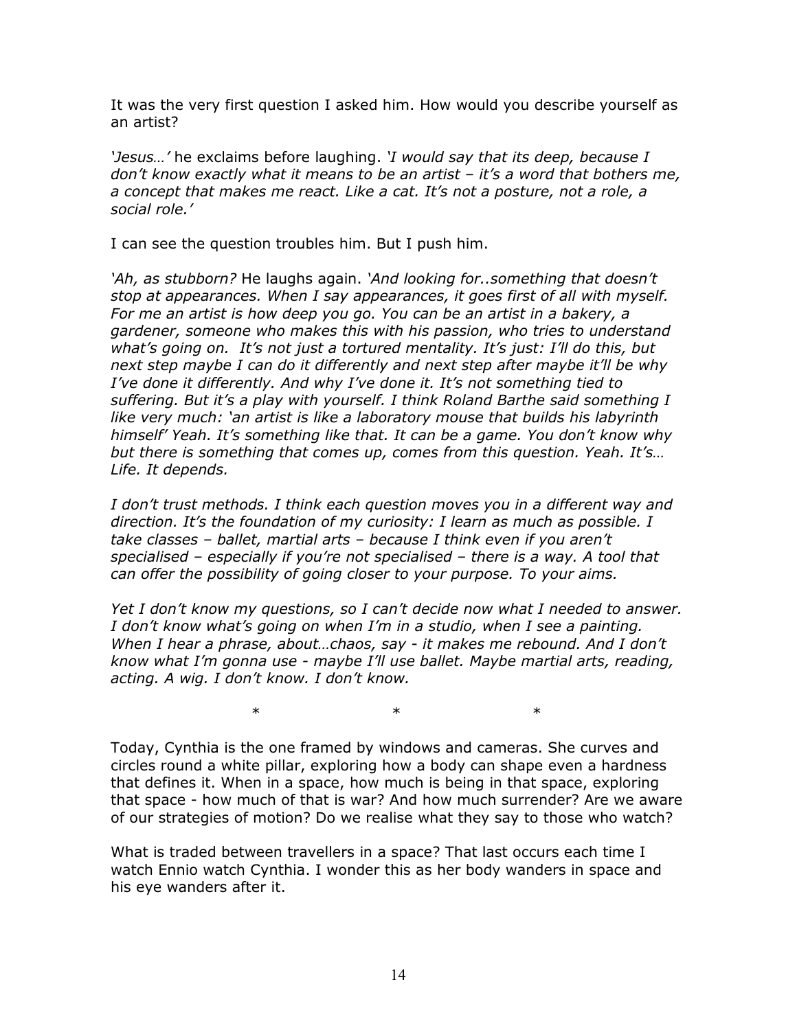It was the very first question I asked him. How would you describe yourself as an artist?

*'Jesus…'* he exclaims before laughing. *'I would say that its deep, because I don't know exactly what it means to be an artist – it's a word that bothers me, a concept that makes me react. Like a cat. It's not a posture, not a role, a social role.'*

I can see the question troubles him. But I push him.

*'Ah, as stubborn?* He laughs again. *'And looking for..something that doesn't stop at appearances. When I say appearances, it goes first of all with myself. For me an artist is how deep you go. You can be an artist in a bakery, a gardener, someone who makes this with his passion, who tries to understand what's going on. It's not just a tortured mentality. It's just: I'll do this, but next step maybe I can do it differently and next step after maybe it'll be why I've done it differently. And why I've done it. It's not something tied to suffering. But it's a play with yourself. I think Roland Barthe said something I like very much: 'an artist is like a laboratory mouse that builds his labyrinth himself' Yeah. It's something like that. It can be a game. You don't know why but there is something that comes up, comes from this question. Yeah. It's… Life. It depends.*

*I don't trust methods. I think each question moves you in a different way and direction. It's the foundation of my curiosity: I learn as much as possible. I take classes – ballet, martial arts – because I think even if you aren't specialised – especially if you're not specialised – there is a way. A tool that can offer the possibility of going closer to your purpose. To your aims.*

*Yet I don't know my questions, so I can't decide now what I needed to answer. I don't know what's going on when I'm in a studio, when I see a painting. When I hear a phrase, about…chaos, say - it makes me rebound. And I don't know what I'm gonna use - maybe I'll use ballet. Maybe martial arts, reading, acting. A wig. I don't know. I don't know.*

\* \* \*

Today, Cynthia is the one framed by windows and cameras. She curves and circles round a white pillar, exploring how a body can shape even a hardness that defines it. When in a space, how much is being in that space, exploring that space - how much of that is war? And how much surrender? Are we aware of our strategies of motion? Do we realise what they say to those who watch?

What is traded between travellers in a space? That last occurs each time I watch Ennio watch Cynthia. I wonder this as her body wanders in space and his eye wanders after it.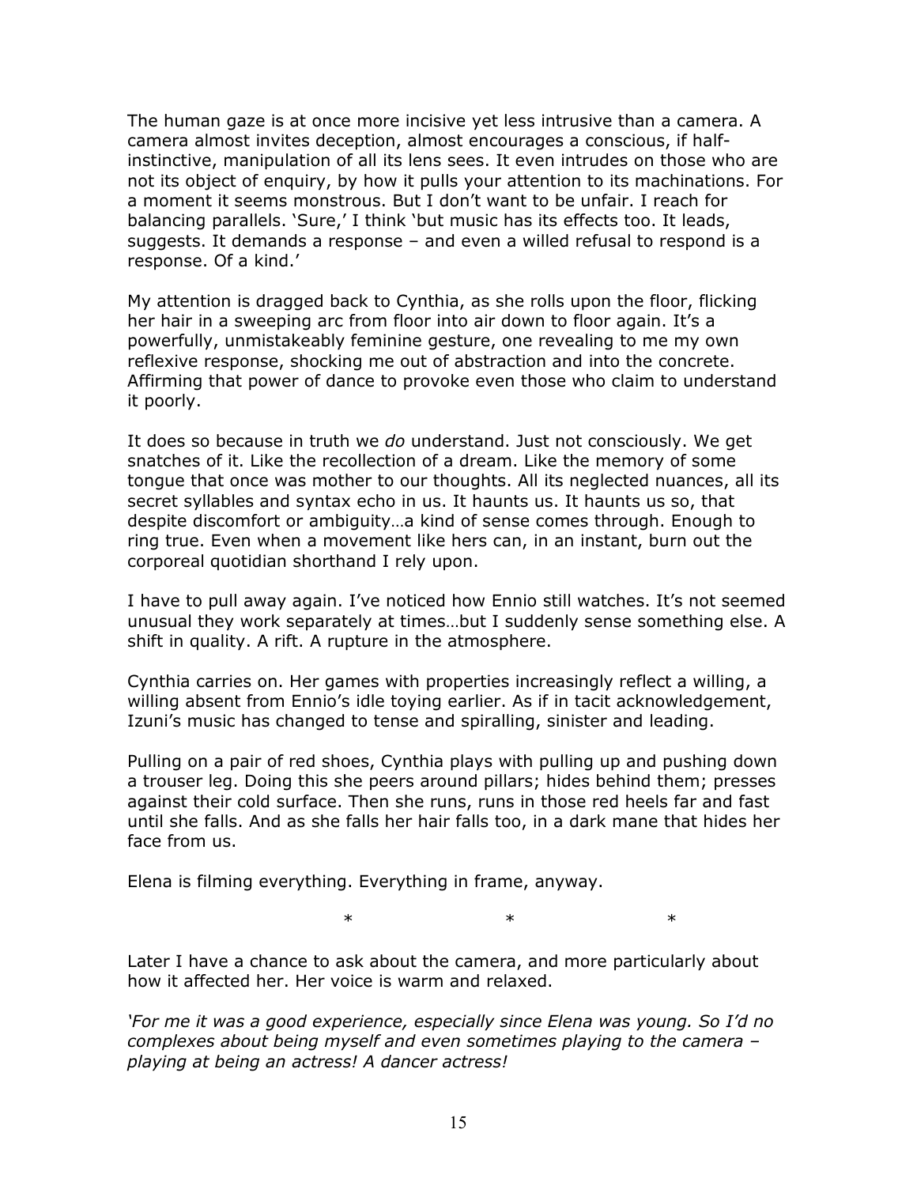The human gaze is at once more incisive yet less intrusive than a camera. A camera almost invites deception, almost encourages a conscious, if half-instinctive, manipulation of all its lens sees. It even intrudes on those who are not its object of enquiry, by how it pulls your attention to its machinations. For a moment it seems monstrous. But I don't want to be unfair. I reach for balancing parallels. 'Sure,' I think 'but music has its effects too. It leads, suggests. It demands a response – and even a willed refusal to respond is a response. Of a kind.'

My attention is dragged back to Cynthia, as she rolls upon the floor, flicking her hair in a sweeping arc from floor into air down to floor again. It's a powerfully, unmistakeably feminine gesture, one revealing to me my own reflexive response, shocking me out of abstraction and into the concrete. Affirming that power of dance to provoke even those who claim to understand it poorly.

It does so because in truth we *do* understand. Just not consciously. We get snatches of it. Like the recollection of a dream. Like the memory of some tongue that once was mother to our thoughts. All its neglected nuances, all its secret syllables and syntax echo in us. It haunts us. It haunts us so, that despite discomfort or ambiguity…a kind of sense comes through. Enough to ring true. Even when a movement like hers can, in an instant, burn out the corporeal quotidian shorthand I rely upon.

I have to pull away again. I've noticed how Ennio still watches. It's not seemed unusual they work separately at times…but I suddenly sense something else. A shift in quality. A rift. A rupture in the atmosphere.

Cynthia carries on. Her games with properties increasingly reflect a willing, a willing absent from Ennio's idle toying earlier. As if in tacit acknowledgement, Izuni's music has changed to tense and spiralling, sinister and leading.

Pulling on a pair of red shoes, Cynthia plays with pulling up and pushing down a trouser leg. Doing this she peers around pillars; hides behind them; presses against their cold surface. Then she runs, runs in those red heels far and fast until she falls. And as she falls her hair falls too, in a dark mane that hides her face from us.

Elena is filming everything. Everything in frame, anyway.

\*　　　　\*　　　　\*

Later I have a chance to ask about the camera, and more particularly about how it affected her. Her voice is warm and relaxed.

*'For me it was a good experience, especially since Elena was young. So I'd no complexes about being myself and even sometimes playing to the camera – playing at being an actress! A dancer actress!*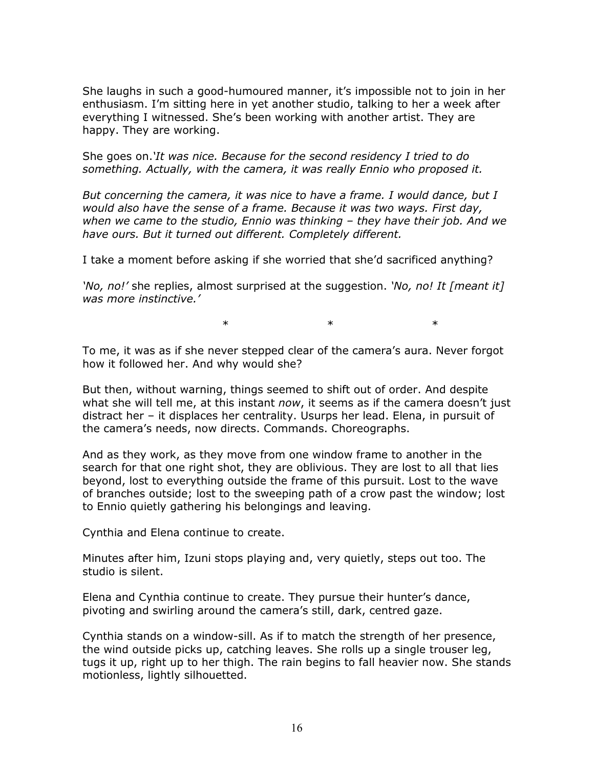She laughs in such a good-humoured manner, it's impossible not to join in her enthusiasm. I'm sitting here in yet another studio, talking to her a week after everything I witnessed. She's been working with another artist. They are happy. They are working.

She goes on.'*It was nice. Because for the second residency I tried to do something. Actually, with the camera, it was really Ennio who proposed it.*

*But concerning the camera, it was nice to have a frame. I would dance, but I would also have the sense of a frame. Because it was two ways. First day, when we came to the studio, Ennio was thinking – they have their job. And we have ours. But it turned out different. Completely different.*

I take a moment before asking if she worried that she'd sacrificed anything?

*'No, no!'* she replies, almost surprised at the suggestion. *'No, no! It [meant it] was more instinctive.'*

\* \* \*

To me, it was as if she never stepped clear of the camera's aura. Never forgot how it followed her. And why would she?

But then, without warning, things seemed to shift out of order. And despite what she will tell me, at this instant *now*, it seems as if the camera doesn't just distract her – it displaces her centrality. Usurps her lead. Elena, in pursuit of the camera's needs, now directs. Commands. Choreographs.

And as they work, as they move from one window frame to another in the search for that one right shot, they are oblivious. They are lost to all that lies beyond, lost to everything outside the frame of this pursuit. Lost to the wave of branches outside; lost to the sweeping path of a crow past the window; lost to Ennio quietly gathering his belongings and leaving.

Cynthia and Elena continue to create.

Minutes after him, Izuni stops playing and, very quietly, steps out too. The studio is silent.

Elena and Cynthia continue to create. They pursue their hunter's dance, pivoting and swirling around the camera's still, dark, centred gaze.

Cynthia stands on a window-sill. As if to match the strength of her presence, the wind outside picks up, catching leaves. She rolls up a single trouser leg, tugs it up, right up to her thigh. The rain begins to fall heavier now. She stands motionless, lightly silhouetted.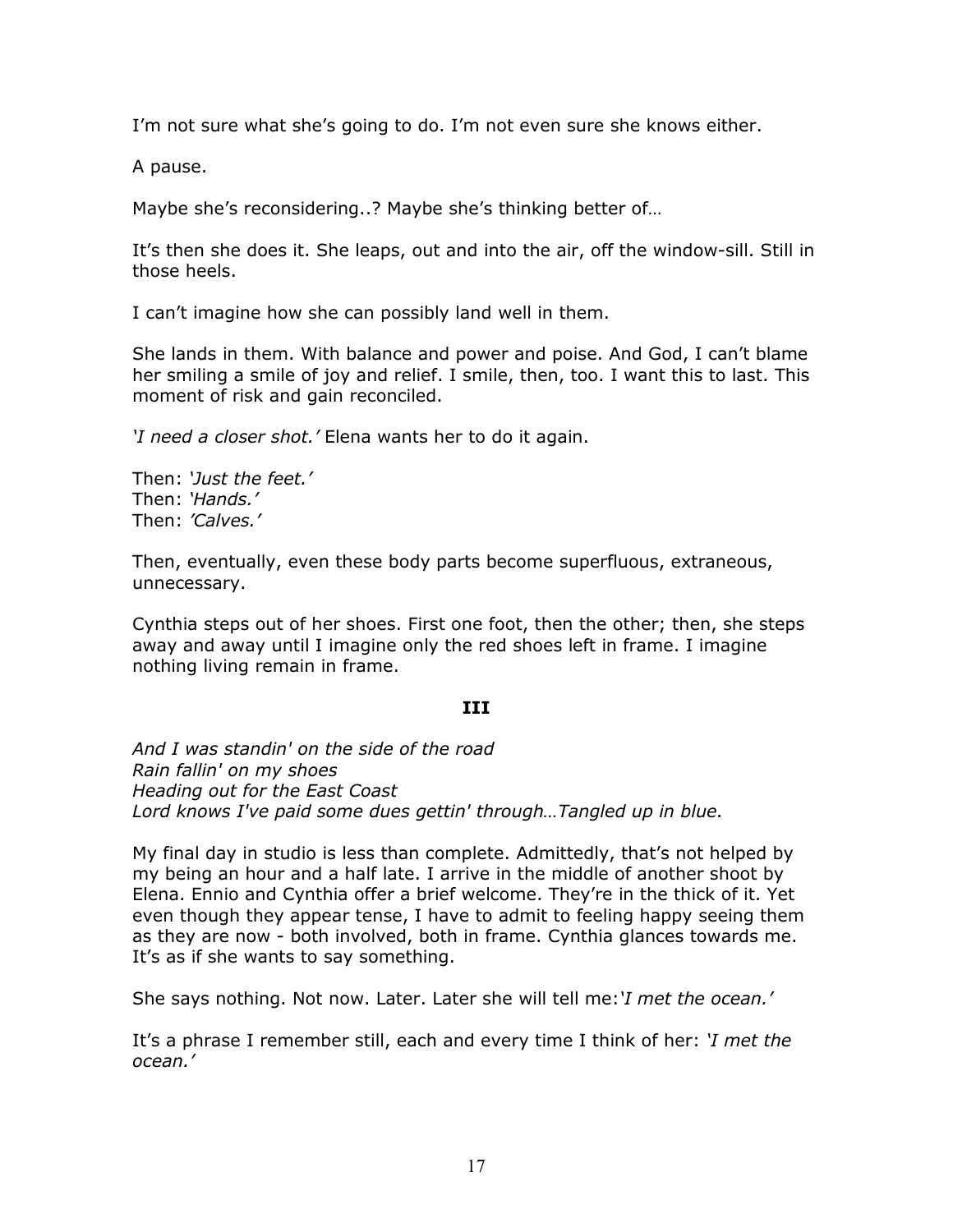I’m not sure what she’s going to do. I’m not even sure she knows either.

A pause.

Maybe she’s reconsidering..? Maybe she’s thinking better of…

It’s then she does it. She leaps, out and into the air, off the window-sill. Still in those heels.

I can’t imagine how she can possibly land well in them.

She lands in them. With balance and power and poise. And God, I can’t blame her smiling a smile of joy and relief. I smile, then, too. I want this to last. This moment of risk and gain reconciled.

*‘I need a closer shot.’* Elena wants her to do it again.

Then: *‘Just the feet.’*  
Then: *‘Hands.’*  
Then: *’Calves.’*

Then, eventually, even these body parts become superfluous, extraneous, unnecessary.

Cynthia steps out of her shoes. First one foot, then the other; then, she steps away and away until I imagine only the red shoes left in frame. I imagine nothing living remain in frame.

## III

*And I was standin' on the side of the road*  
*Rain fallin' on my shoes*  
*Heading out for the East Coast*  
*Lord knows I've paid some dues gettin' through…Tangled up in blue.*

My final day in studio is less than complete. Admittedly, that’s not helped by my being an hour and a half late. I arrive in the middle of another shoot by Elena. Ennio and Cynthia offer a brief welcome. They’re in the thick of it. Yet even though they appear tense, I have to admit to feeling happy seeing them as they are now - both involved, both in frame. Cynthia glances towards me. It’s as if she wants to say something.

She says nothing. Not now. Later. Later she will tell me:*‘I met the ocean.’*

It’s a phrase I remember still, each and every time I think of her: *‘I met the ocean.’*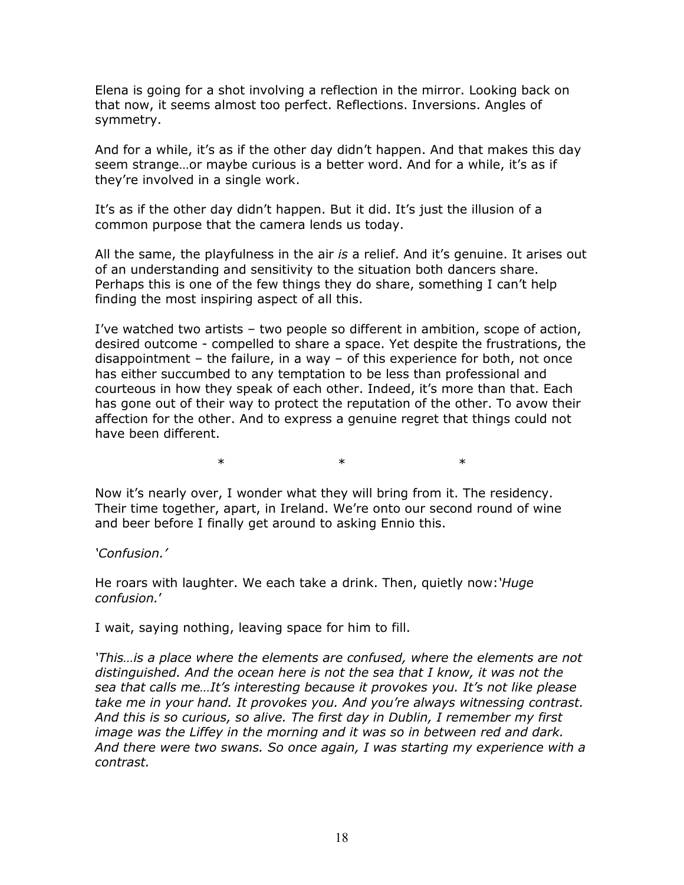Elena is going for a shot involving a reflection in the mirror. Looking back on that now, it seems almost too perfect. Reflections. Inversions. Angles of symmetry.

And for a while, it's as if the other day didn't happen. And that makes this day seem strange…or maybe curious is a better word. And for a while, it's as if they're involved in a single work.

It's as if the other day didn't happen. But it did. It's just the illusion of a common purpose that the camera lends us today.

All the same, the playfulness in the air *is* a relief. And it's genuine. It arises out of an understanding and sensitivity to the situation both dancers share. Perhaps this is one of the few things they do share, something I can't help finding the most inspiring aspect of all this.

I've watched two artists – two people so different in ambition, scope of action, desired outcome - compelled to share a space. Yet despite the frustrations, the disappointment – the failure, in a way – of this experience for both, not once has either succumbed to any temptation to be less than professional and courteous in how they speak of each other. Indeed, it's more than that. Each has gone out of their way to protect the reputation of the other. To avow their affection for the other. And to express a genuine regret that things could not have been different.

\*                    \*                    \*

Now it's nearly over, I wonder what they will bring from it. The residency. Their time together, apart, in Ireland. We're onto our second round of wine and beer before I finally get around to asking Ennio this.

*'Confusion.'*

He roars with laughter. We each take a drink. Then, quietly now:*'Huge confusion.'*

I wait, saying nothing, leaving space for him to fill.

*'This…is a place where the elements are confused, where the elements are not distinguished. And the ocean here is not the sea that I know, it was not the sea that calls me…It's interesting because it provokes you. It's not like please take me in your hand. It provokes you. And you're always witnessing contrast. And this is so curious, so alive. The first day in Dublin, I remember my first image was the Liffey in the morning and it was so in between red and dark. And there were two swans. So once again, I was starting my experience with a contrast.*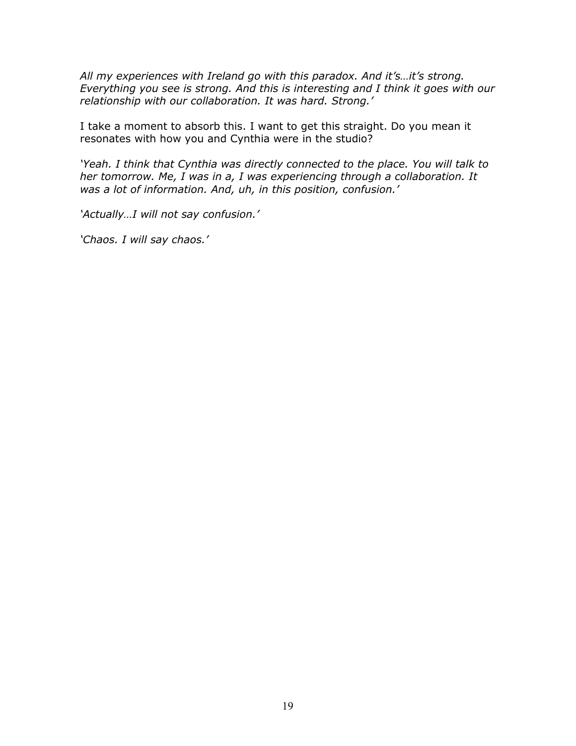*All my experiences with Ireland go with this paradox. And it's…it's strong. Everything you see is strong. And this is interesting and I think it goes with our relationship with our collaboration. It was hard. Strong.'*

I take a moment to absorb this. I want to get this straight. Do you mean it resonates with how you and Cynthia were in the studio?

*'Yeah. I think that Cynthia was directly connected to the place. You will talk to her tomorrow. Me, I was in a, I was experiencing through a collaboration. It was a lot of information. And, uh, in this position, confusion.'*

*'Actually…I will not say confusion.'*

*'Chaos. I will say chaos.'*